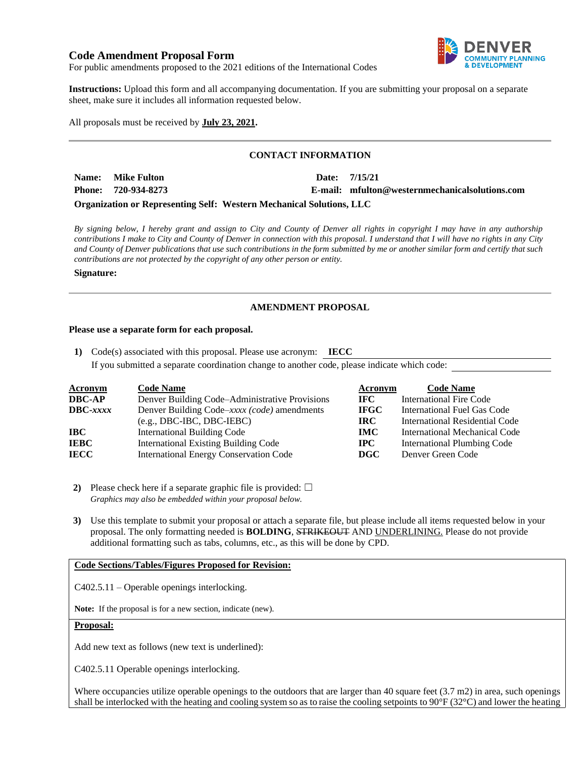# Code Amendment Proposal Form

For public amendments proposed to the 2021 editions of the International Codes

**Instructions:** Upload this form and all accompanying documentation. If you are submitting your proposal on a separate sheet, make sure it includes all information requested below.

All proposals must be received by **July 23, 2021.**

---

## CONTACT INFORMATION

**Name:** **Mike Fulton**

**Date:** **7/15/21**

**Phone:** **720-934-8273**

**E-mail:** **mfulton@westernmechanicalsolutions.com**

**Organization or Representing Self:** **Western Mechanical Solutions, LLC**

*By signing below, I hereby grant and assign to City and County of Denver all rights in copyright I may have in any authorship contributions I make to City and County of Denver in connection with this proposal. I understand that I will have no rights in any City and County of Denver publications that use such contributions in the form submitted by me or another similar form and certify that such contributions are not protected by the copyright of any other person or entity.*

**Signature:**

---

## AMENDMENT PROPOSAL

**Please use a separate form for each proposal.**

1) Code(s) associated with this proposal. Please use acronym: **IECC**

   If you submitted a separate coordination change to another code, please indicate which code:

| Acronym | Code Name | Acronym | Code Name |
|---|---|---|---|
| **DBC-AP** | Denver Building Code–Administrative Provisions | **IFC** | International Fire Code |
| **DBC-*xxxx*** | Denver Building Code–*xxxx (code)* amendments (e.g., DBC-IBC, DBC-IEBC) | **IFGC** | International Fuel Gas Code |
| **IBC** | International Building Code | **IRC** | International Residential Code |
| **IEBC** | International Existing Building Code | **IMC** | International Mechanical Code |
| **IECC** | International Energy Conservation Code | **IPC** | International Plumbing Code |
| | | **DGC** | Denver Green Code |

2) Please check here if a separate graphic file is provided: ☐
   *Graphics may also be embedded within your proposal below.*

3) Use this template to submit your proposal or attach a separate file, but please include all items requested below in your proposal. The only formatting needed is **BOLDING**, ~~STRIKEOUT~~ AND <u>UNDERLINING.</u> Please do not provide additional formatting such as tabs, columns, etc., as this will be done by CPD.

**<u>Code Sections/Tables/Figures Proposed for Revision:</u>**

C402.5.11 – Operable openings interlocking.

**Note:** If the proposal is for a new section, indicate (new).

**<u>Proposal:</u>**

Add new text as follows (new text is underlined):

C402.5.11 Operable openings interlocking.

Where occupancies utilize operable openings to the outdoors that are larger than 40 square feet (3.7 m2) in area, such openings shall be interlocked with the heating and cooling system so as to raise the cooling setpoints to 90°F (32°C) and lower the heating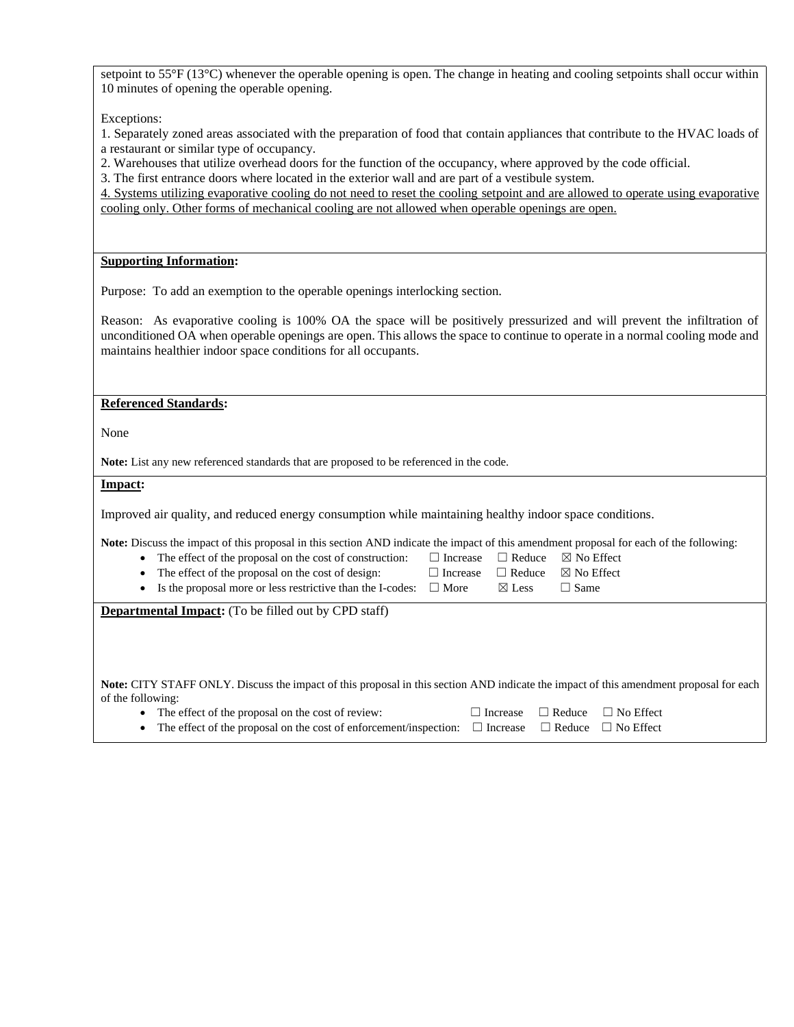setpoint to 55°F (13°C) whenever the operable opening is open. The change in heating and cooling setpoints shall occur within 10 minutes of opening the operable opening.

Exceptions:

1. Separately zoned areas associated with the preparation of food that contain appliances that contribute to the HVAC loads of a restaurant or similar type of occupancy.
2. Warehouses that utilize overhead doors for the function of the occupancy, where approved by the code official.
3. The first entrance doors where located in the exterior wall and are part of a vestibule system.
4. <u>Systems utilizing evaporative cooling do not need to reset the cooling setpoint and are allowed to operate using evaporative cooling only. Other forms of mechanical cooling are not allowed when operable openings are open.</u>

**<u>Supporting Information</u>:**

Purpose: To add an exemption to the operable openings interlocking section.

Reason: As evaporative cooling is 100% OA the space will be positively pressurized and will prevent the infiltration of unconditioned OA when operable openings are open. This allows the space to continue to operate in a normal cooling mode and maintains healthier indoor space conditions for all occupants.

**<u>Referenced Standards</u>:**

None

**Note:** List any new referenced standards that are proposed to be referenced in the code.

**<u>Impact</u>:**

Improved air quality, and reduced energy consumption while maintaining healthy indoor space conditions.

**Note:** Discuss the impact of this proposal in this section AND indicate the impact of this amendment proposal for each of the following:

- The effect of the proposal on the cost of construction: ☐ Increase ☐ Reduce ☒ No Effect
- The effect of the proposal on the cost of design: ☐ Increase ☐ Reduce ☒ No Effect
- Is the proposal more or less restrictive than the I-codes: ☐ More ☒ Less ☐ Same

**<u>Departmental Impact</u>:** (To be filled out by CPD staff)

**Note:** CITY STAFF ONLY. Discuss the impact of this proposal in this section AND indicate the impact of this amendment proposal for each of the following:

- The effect of the proposal on the cost of review: ☐ Increase ☐ Reduce ☐ No Effect
- The effect of the proposal on the cost of enforcement/inspection: ☐ Increase ☐ Reduce ☐ No Effect